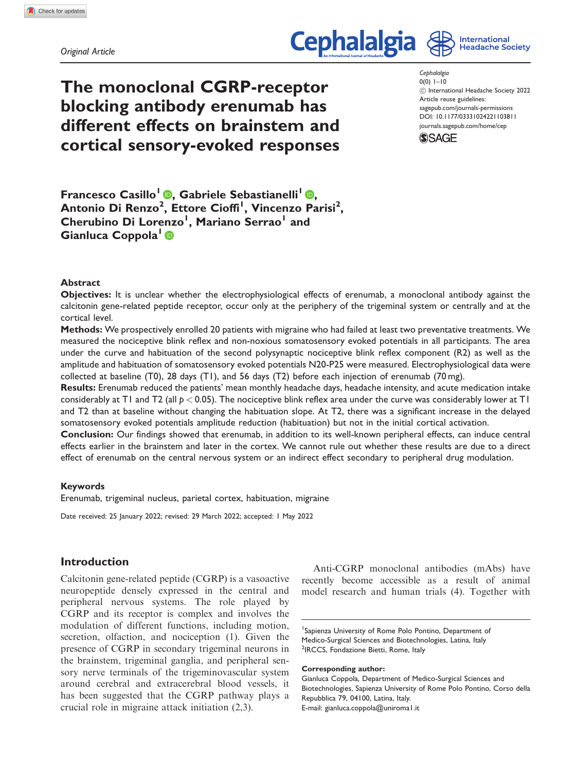Original Article

# The monoclonal CGRP-receptor blocking antibody erenumab has different effects on brainstem and cortical sensory-evoked responses

Cephalalgia
0(0) 1–10
© International Headache Society 2022
Article reuse guidelines: sagepub.com/journals-permissions
DOI: 10.1177/03331024221103811
journals.sagepub.com/home/cep

**Francesco Casillo[1], Gabriele Sebastianelli[1], Antonio Di Renzo[2], Ettore Cioffi[1], Vincenzo Parisi[2], Cherubino Di Lorenzo[1], Mariano Serrao[1] and Gianluca Coppola[1]**

## Abstract

**Objectives:** It is unclear whether the electrophysiological effects of erenumab, a monoclonal antibody against the calcitonin gene-related peptide receptor, occur only at the periphery of the trigeminal system or centrally and at the cortical level.

**Methods:** We prospectively enrolled 20 patients with migraine who had failed at least two preventative treatments. We measured the nociceptive blink reflex and non-noxious somatosensory evoked potentials in all participants. The area under the curve and habituation of the second polysynaptic nociceptive blink reflex component (R2) as well as the amplitude and habituation of somatosensory evoked potentials N20-P25 were measured. Electrophysiological data were collected at baseline (T0), 28 days (T1), and 56 days (T2) before each injection of erenumab (70 mg).

**Results:** Erenumab reduced the patients' mean monthly headache days, headache intensity, and acute medication intake considerably at T1 and T2 (all $p < 0.05$). The nociceptive blink reflex area under the curve was considerably lower at T1 and T2 than at baseline without changing the habituation slope. At T2, there was a significant increase in the delayed somatosensory evoked potentials amplitude reduction (habituation) but not in the initial cortical activation.

**Conclusion:** Our findings showed that erenumab, in addition to its well-known peripheral effects, can induce central effects earlier in the brainstem and later in the cortex. We cannot rule out whether these results are due to a direct effect of erenumab on the central nervous system or an indirect effect secondary to peripheral drug modulation.

### Keywords

Erenumab, trigeminal nucleus, parietal cortex, habituation, migraine

Date received: 25 January 2022; revised: 29 March 2022; accepted: 1 May 2022

## Introduction

Calcitonin gene-related peptide (CGRP) is a vasoactive neuropeptide densely expressed in the central and peripheral nervous systems. The role played by CGRP and its receptor is complex and involves the modulation of different functions, including motion, secretion, olfaction, and nociception (1). Given the presence of CGRP in secondary trigeminal neurons in the brainstem, trigeminal ganglia, and peripheral sensory nerve terminals of the trigeminovascular system around cerebral and extracerebral blood vessels, it has been suggested that the CGRP pathway plays a crucial role in migraine attack initiation (2,3).

Anti-CGRP monoclonal antibodies (mAbs) have recently become accessible as a result of animal model research and human trials (4). Together with

[1]Sapienza University of Rome Polo Pontino, Department of Medico-Surgical Sciences and Biotechnologies, Latina, Italy
[2]IRCCS, Fondazione Bietti, Rome, Italy

**Corresponding author:**
Gianluca Coppola, Department of Medico-Surgical Sciences and Biotechnologies, Sapienza University of Rome Polo Pontino, Corso della Repubblica 79, 04100, Latina, Italy.
E-mail: gianluca.coppola@uniroma1.it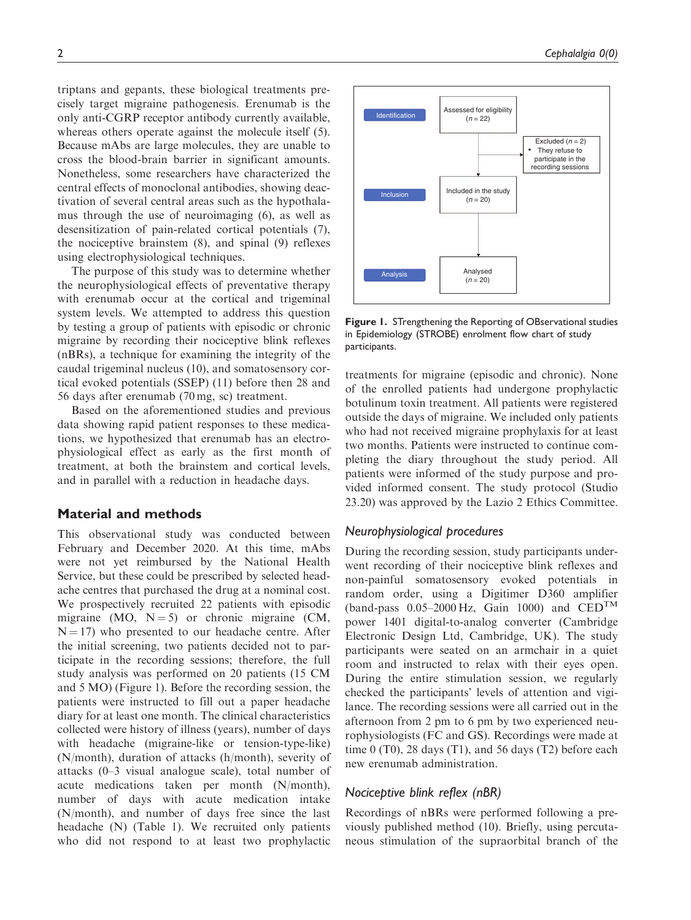triptans and gepants, these biological treatments precisely target migraine pathogenesis. Erenumab is the only anti-CGRP receptor antibody currently available, whereas others operate against the molecule itself (5). Because mAbs are large molecules, they are unable to cross the blood-brain barrier in significant amounts. Nonetheless, some researchers have characterized the central effects of monoclonal antibodies, showing deactivation of several central areas such as the hypothalamus through the use of neuroimaging (6), as well as desensitization of pain-related cortical potentials (7), the nociceptive brainstem (8), and spinal (9) reflexes using electrophysiological techniques.

The purpose of this study was to determine whether the neurophysiological effects of preventative therapy with erenumab occur at the cortical and trigeminal system levels. We attempted to address this question by testing a group of patients with episodic or chronic migraine by recording their nociceptive blink reflexes (nBRs), a technique for examining the integrity of the caudal trigeminal nucleus (10), and somatosensory cortical evoked potentials (SSEP) (11) before then 28 and 56 days after erenumab (70 mg, sc) treatment.

Based on the aforementioned studies and previous data showing rapid patient responses to these medications, we hypothesized that erenumab has an electrophysiological effect as early as the first month of treatment, at both the brainstem and cortical levels, and in parallel with a reduction in headache days.

## Material and methods

This observational study was conducted between February and December 2020. At this time, mAbs were not yet reimbursed by the National Health Service, but these could be prescribed by selected headache centres that purchased the drug at a nominal cost. We prospectively recruited 22 patients with episodic migraine (MO, N = 5) or chronic migraine (CM, N = 17) who presented to our headache centre. After the initial screening, two patients decided not to participate in the recording sessions; therefore, the full study analysis was performed on 20 patients (15 CM and 5 MO) (Figure 1). Before the recording session, the patients were instructed to fill out a paper headache diary for at least one month. The clinical characteristics collected were history of illness (years), number of days with headache (migraine-like or tension-type-like) (N/month), duration of attacks (h/month), severity of attacks (0–3 visual analogue scale), total number of acute medications taken per month (N/month), number of days with acute medication intake (N/month), and number of days free since the last headache (N) (Table 1). We recruited only patients who did not respond to at least two prophylactic treatments for migraine (episodic and chronic). None of the enrolled patients had undergone prophylactic botulinum toxin treatment. All patients were registered outside the days of migraine. We included only patients who had not received migraine prophylaxis for at least two months. Patients were instructed to continue completing the diary throughout the study period. All patients were informed of the study purpose and provided informed consent. The study protocol (Studio 23.20) was approved by the Lazio 2 Ethics Committee.

Identification: Assessed for eligibility (n = 22)
→ Excluded (n = 2)
- They refuse to participate in the recording sessions

Inclusion: Included in the study (n = 20)

Analysis: Analysed (n = 20)

**Figure 1.** STrengthening the Reporting of OBservational studies in Epidemiology (STROBE) enrolment flow chart of study participants.

### *Neurophysiological procedures*

During the recording session, study participants underwent recording of their nociceptive blink reflexes and non-painful somatosensory evoked potentials in random order, using a Digitimer D360 amplifier (band-pass 0.05–2000 Hz, Gain 1000) and CED™ power 1401 digital-to-analog converter (Cambridge Electronic Design Ltd, Cambridge, UK). The study participants were seated on an armchair in a quiet room and instructed to relax with their eyes open. During the entire stimulation session, we regularly checked the participants' levels of attention and vigilance. The recording sessions were all carried out in the afternoon from 2 pm to 6 pm by two experienced neurophysiologists (FC and GS). Recordings were made at time 0 (T0), 28 days (T1), and 56 days (T2) before each new erenumab administration.

### *Nociceptive blink reflex (nBR)*

Recordings of nBRs were performed following a previously published method (10). Briefly, using percutaneous stimulation of the supraorbital branch of the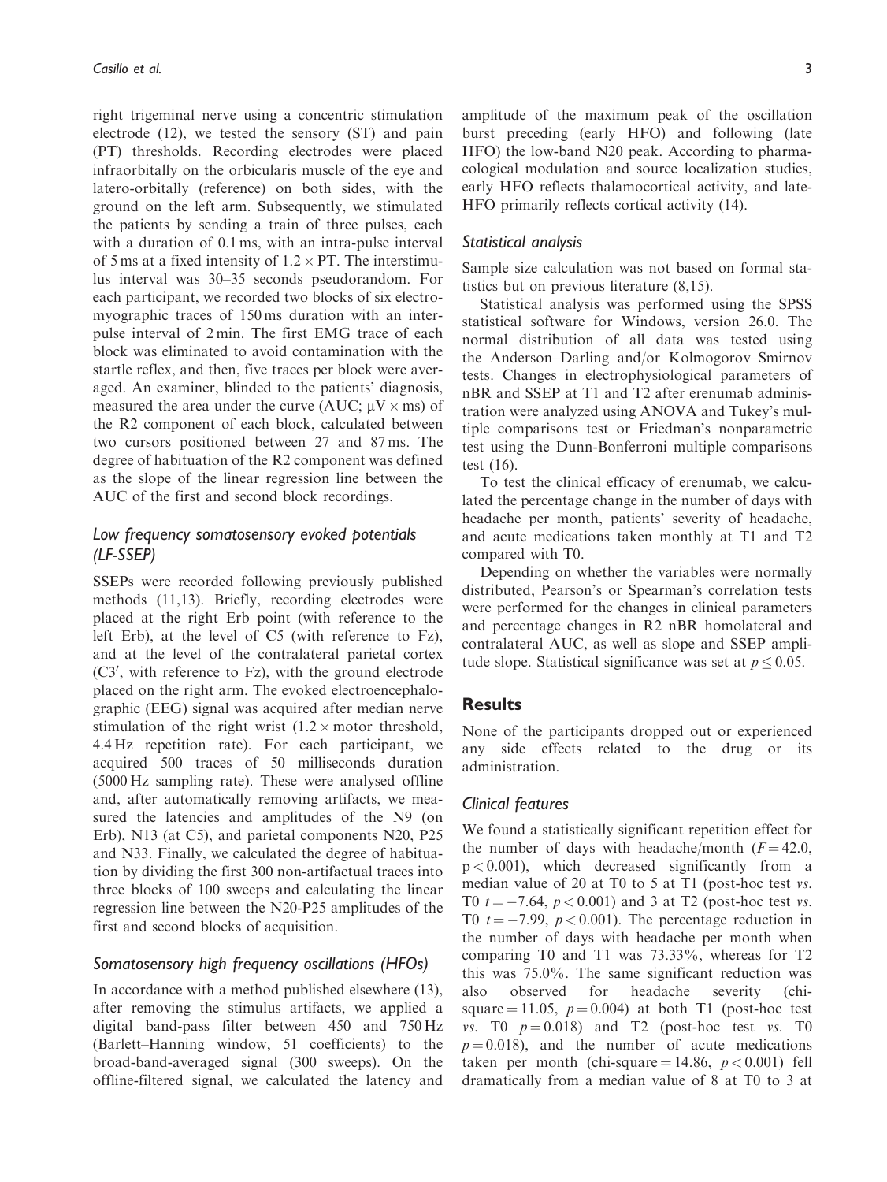right trigeminal nerve using a concentric stimulation electrode (12), we tested the sensory (ST) and pain (PT) thresholds. Recording electrodes were placed infraorbitally on the orbicularis muscle of the eye and latero-orbitally (reference) on both sides, with the ground on the left arm. Subsequently, we stimulated the patients by sending a train of three pulses, each with a duration of 0.1 ms, with an intra-pulse interval of 5 ms at a fixed intensity of $1.2 \times$ PT. The interstimulus interval was 30–35 seconds pseudorandom. For each participant, we recorded two blocks of six electromyographic traces of 150 ms duration with an inter-pulse interval of 2 min. The first EMG trace of each block was eliminated to avoid contamination with the startle reflex, and then, five traces per block were averaged. An examiner, blinded to the patients' diagnosis, measured the area under the curve (AUC; $\mu V \times ms$) of the R2 component of each block, calculated between two cursors positioned between 27 and 87 ms. The degree of habituation of the R2 component was defined as the slope of the linear regression line between the AUC of the first and second block recordings.

### *Low frequency somatosensory evoked potentials (LF-SSEP)*

SSEPs were recorded following previously published methods (11,13). Briefly, recording electrodes were placed at the right Erb point (with reference to the left Erb), at the level of C5 (with reference to Fz), and at the level of the contralateral parietal cortex (C3′, with reference to Fz), with the ground electrode placed on the right arm. The evoked electroencephalographic (EEG) signal was acquired after median nerve stimulation of the right wrist ($1.2 \times$ motor threshold, 4.4 Hz repetition rate). For each participant, we acquired 500 traces of 50 milliseconds duration (5000 Hz sampling rate). These were analysed offline and, after automatically removing artifacts, we measured the latencies and amplitudes of the N9 (on Erb), N13 (at C5), and parietal components N20, P25 and N33. Finally, we calculated the degree of habituation by dividing the first 300 non-artifactual traces into three blocks of 100 sweeps and calculating the linear regression line between the N20-P25 amplitudes of the first and second blocks of acquisition.

### *Somatosensory high frequency oscillations (HFOs)*

In accordance with a method published elsewhere (13), after removing the stimulus artifacts, we applied a digital band-pass filter between 450 and 750 Hz (Barlett–Hanning window, 51 coefficients) to the broad-band-averaged signal (300 sweeps). On the offline-filtered signal, we calculated the latency and amplitude of the maximum peak of the oscillation burst preceding (early HFO) and following (late HFO) the low-band N20 peak. According to pharmacological modulation and source localization studies, early HFO reflects thalamocortical activity, and late-HFO primarily reflects cortical activity (14).

### *Statistical analysis*

Sample size calculation was not based on formal statistics but on previous literature (8,15).

Statistical analysis was performed using the SPSS statistical software for Windows, version 26.0. The normal distribution of all data was tested using the Anderson–Darling and/or Kolmogorov–Smirnov tests. Changes in electrophysiological parameters of nBR and SSEP at T1 and T2 after erenumab administration were analyzed using ANOVA and Tukey's multiple comparisons test or Friedman's nonparametric test using the Dunn-Bonferroni multiple comparisons test (16).

To test the clinical efficacy of erenumab, we calculated the percentage change in the number of days with headache per month, patients' severity of headache, and acute medications taken monthly at T1 and T2 compared with T0.

Depending on whether the variables were normally distributed, Pearson's or Spearman's correlation tests were performed for the changes in clinical parameters and percentage changes in R2 nBR homolateral and contralateral AUC, as well as slope and SSEP amplitude slope. Statistical significance was set at $p \leq 0.05$.

## Results

None of the participants dropped out or experienced any side effects related to the drug or its administration.

### *Clinical features*

We found a statistically significant repetition effect for the number of days with headache/month ($F = 42.0$, $p < 0.001$), which decreased significantly from a median value of 20 at T0 to 5 at T1 (post-hoc test *vs.* T0 $t = -7.64$, $p < 0.001$) and 3 at T2 (post-hoc test *vs.* T0 $t = -7.99$, $p < 0.001$). The percentage reduction in the number of days with headache per month when comparing T0 and T1 was 73.33%, whereas for T2 this was 75.0%. The same significant reduction was also observed for headache severity (chi-square = 11.05, $p = 0.004$) at both T1 (post-hoc test *vs.* T0 $p = 0.018$) and T2 (post-hoc test *vs.* T0 $p = 0.018$), and the number of acute medications taken per month (chi-square = 14.86, $p < 0.001$) fell dramatically from a median value of 8 at T0 to 3 at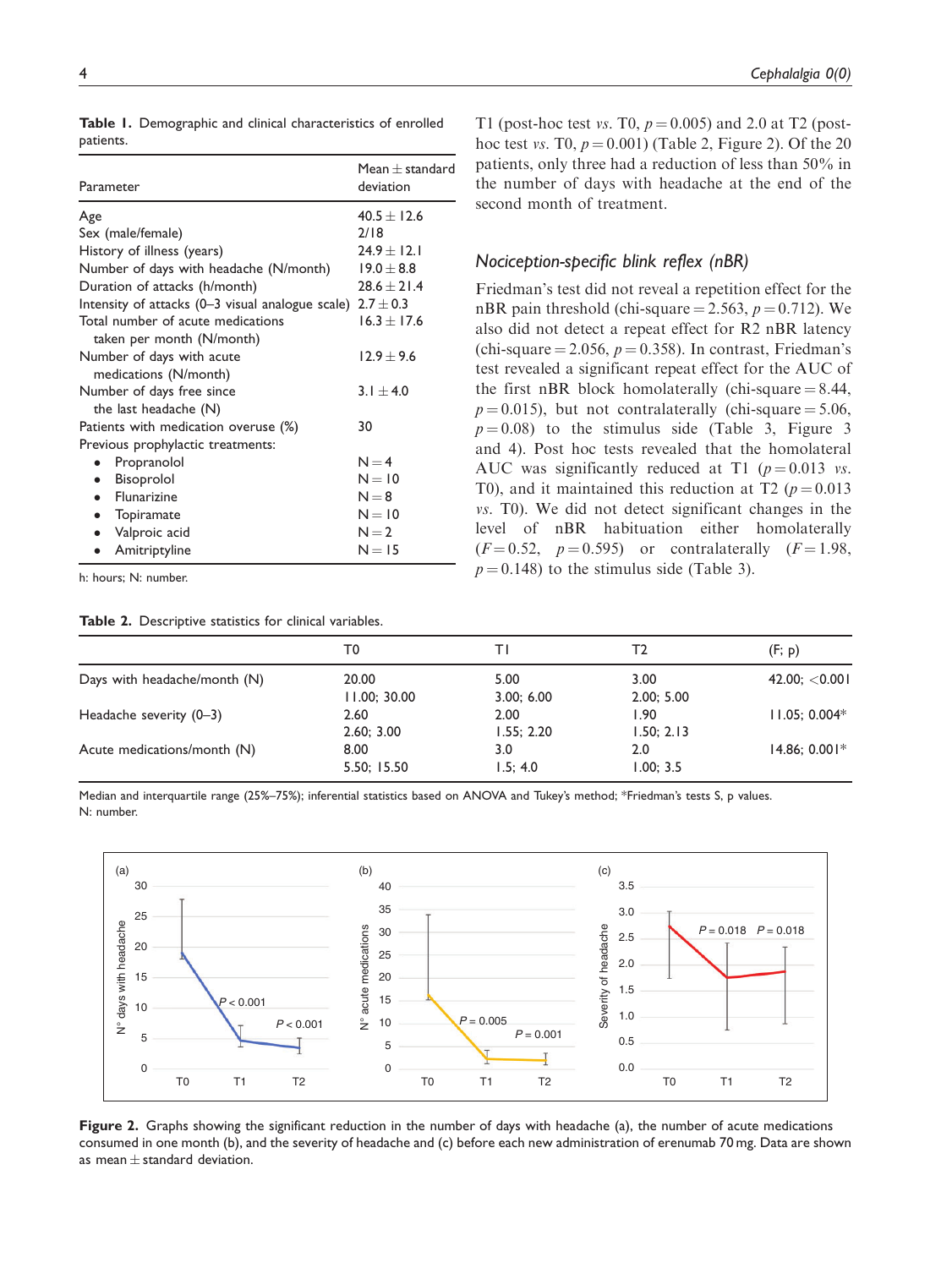**Table 1.** Demographic and clinical characteristics of enrolled patients.

| Parameter | Mean ± standard deviation |
|---|---|
| Age | 40.5 ± 12.6 |
| Sex (male/female) | 2/18 |
| History of illness (years) | 24.9 ± 12.1 |
| Number of days with headache (N/month) | 19.0 ± 8.8 |
| Duration of attacks (h/month) | 28.6 ± 21.4 |
| Intensity of attacks (0–3 visual analogue scale) | 2.7 ± 0.3 |
| Total number of acute medications taken per month (N/month) | 16.3 ± 17.6 |
| Number of days with acute medications (N/month) | 12.9 ± 9.6 |
| Number of days free since the last headache (N) | 3.1 ± 4.0 |
| Patients with medication overuse (%) | 30 |
| Previous prophylactic treatments: | |
| • Propranolol | N = 4 |
| • Bisoprolol | N = 10 |
| • Flunarizine | N = 8 |
| • Topiramate | N = 10 |
| • Valproic acid | N = 2 |
| • Amitriptyline | N = 15 |

h: hours; N: number.

T1 (post-hoc test *vs.* T0, $p = 0.005$) and 2.0 at T2 (post-hoc test *vs.* T0, $p = 0.001$) (Table 2, Figure 2). Of the 20 patients, only three had a reduction of less than 50% in the number of days with headache at the end of the second month of treatment.

### Nociception-specific blink reflex (nBR)

Friedman's test did not reveal a repetition effect for the nBR pain threshold (chi-square = 2.563, $p = 0.712$). We also did not detect a repeat effect for R2 nBR latency (chi-square = 2.056, $p = 0.358$). In contrast, Friedman's test revealed a significant repeat effect for the AUC of the first nBR block homolaterally (chi-square = 8.44, $p = 0.015$), but not contralaterally (chi-square = 5.06, $p = 0.08$) to the stimulus side (Table 3, Figure 3 and 4). Post hoc tests revealed that the homolateral AUC was significantly reduced at T1 ($p = 0.013$ *vs.* T0), and it maintained this reduction at T2 ($p = 0.013$ *vs.* T0). We did not detect significant changes in the level of nBR habituation either homolaterally ($F = 0.52$, $p = 0.595$) or contralaterally ($F = 1.98$, $p = 0.148$) to the stimulus side (Table 3).

**Table 2.** Descriptive statistics for clinical variables.

| | T0 | T1 | T2 | (F; p) |
|---|---|---|---|---|
| Days with headache/month (N) | 20.00<br>11.00; 30.00 | 5.00<br>3.00; 6.00 | 3.00<br>2.00; 5.00 | 42.00; <0.001 |
| Headache severity (0–3) | 2.60<br>2.60; 3.00 | 2.00<br>1.55; 2.20 | 1.90<br>1.50; 2.13 | 11.05; 0.004* |
| Acute medications/month (N) | 8.00<br>5.50; 15.50 | 3.0<br>1.5; 4.0 | 2.0<br>1.00; 3.5 | 14.86; 0.001* |

Median and interquartile range (25%–75%); inferential statistics based on ANOVA and Tukey's method; *Friedman's tests S, p values.
N: number.

**Figure 2.** Graphs showing the significant reduction in the number of days with headache (a), the number of acute medications consumed in one month (b), and the severity of headache and (c) before each new administration of erenumab 70 mg. Data are shown as mean ± standard deviation.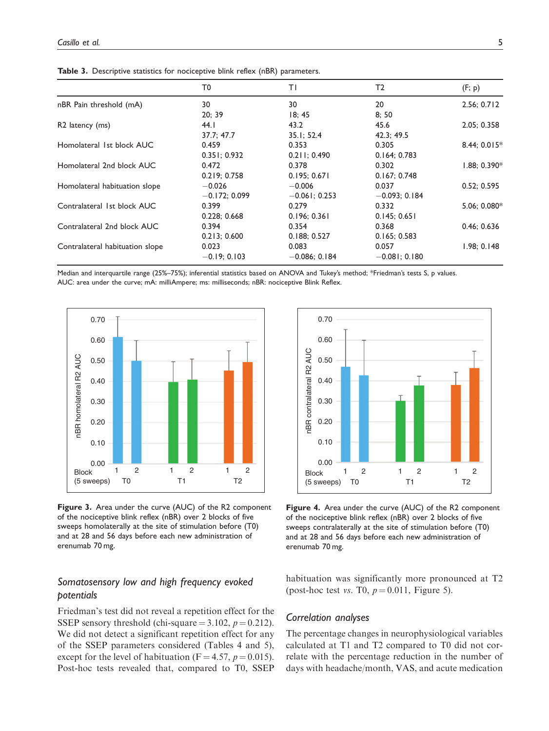**Table 3.** Descriptive statistics for nociceptive blink reflex (nBR) parameters.

| | T0 | T1 | T2 | (F; p) |
|---|---|---|---|---|
| nBR Pain threshold (mA) | 30<br>20; 39 | 30<br>18; 45 | 20<br>8; 50 | 2.56; 0.712 |
| R2 latency (ms) | 44.1<br>37.7; 47.7 | 43.2<br>35.1; 52.4 | 45.6<br>42.3; 49.5 | 2.05; 0.358 |
| Homolateral 1st block AUC | 0.459<br>0.351; 0.932 | 0.353<br>0.211; 0.490 | 0.305<br>0.164; 0.783 | 8.44; 0.015* |
| Homolateral 2nd block AUC | 0.472<br>0.219; 0.758 | 0.378<br>0.195; 0.671 | 0.302<br>0.167; 0.748 | 1.88; 0.390* |
| Homolateral habituation slope | −0.026<br>−0.172; 0.099 | −0.006<br>−0.061; 0.253 | 0.037<br>−0.093; 0.184 | 0.52; 0.595 |
| Contralateral 1st block AUC | 0.399<br>0.228; 0.668 | 0.279<br>0.196; 0.361 | 0.332<br>0.145; 0.651 | 5.06; 0.080* |
| Contralateral 2nd block AUC | 0.394<br>0.213; 0.600 | 0.354<br>0.188; 0.527 | 0.368<br>0.165; 0.583 | 0.46; 0.636 |
| Contralateral habituation slope | 0.023<br>−0.19; 0.103 | 0.083<br>−0.086; 0.184 | 0.057<br>−0.081; 0.180 | 1.98; 0.148 |

Median and interquartile range (25%–75%); inferential statistics based on ANOVA and Tukey's method; *Friedman's tests S, p values.
AUC: area under the curve; mA: milliAmpere; ms: milliseconds; nBR: nociceptive Blink Reflex.

**Figure 3.** Area under the curve (AUC) of the R2 component of the nociceptive blink reflex (nBR) over 2 blocks of five sweeps homolaterally at the site of stimulation before (T0) and at 28 and 56 days before each new administration of erenumab 70 mg.

**Figure 4.** Area under the curve (AUC) of the R2 component of the nociceptive blink reflex (nBR) over 2 blocks of five sweeps contralaterally at the site of stimulation before (T0) and at 28 and 56 days before each new administration of erenumab 70 mg.

### *Somatosensory low and high frequency evoked potentials*

Friedman's test did not reveal a repetition effect for the SSEP sensory threshold (chi-square = 3.102, $p = 0.212$). We did not detect a significant repetition effect for any of the SSEP parameters considered (Tables 4 and 5), except for the level of habituation ($F = 4.57$, $p = 0.015$). Post-hoc tests revealed that, compared to T0, SSEP habituation was significantly more pronounced at T2 (post-hoc test *vs.* T0, $p = 0.011$, Figure 5).

### *Correlation analyses*

The percentage changes in neurophysiological variables calculated at T1 and T2 compared to T0 did not correlate with the percentage reduction in the number of days with headache/month, VAS, and acute medication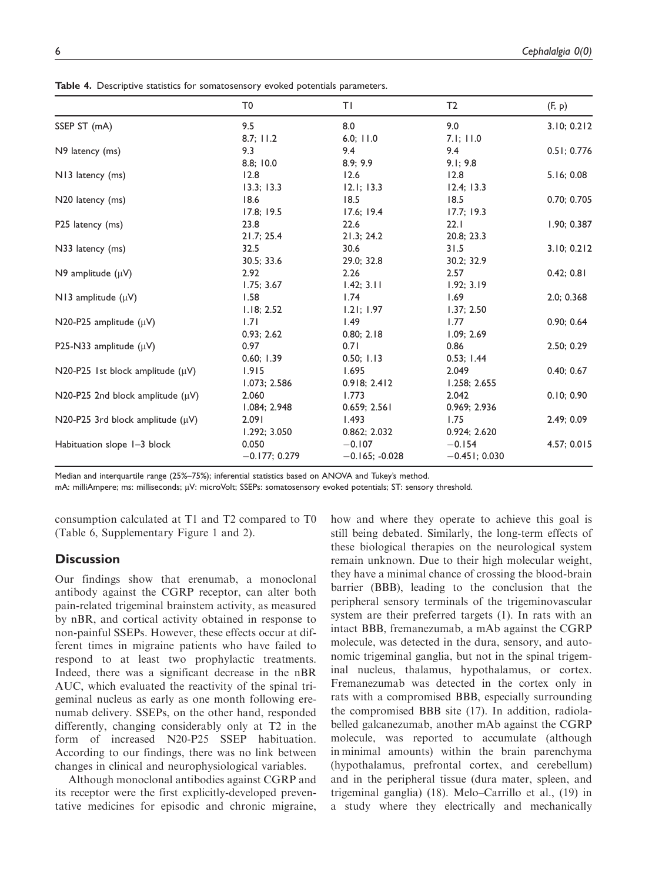**Table 4.** Descriptive statistics for somatosensory evoked potentials parameters.

| | T0 | T1 | T2 | (F, p) |
|---|---|---|---|---|
| SSEP ST (mA) | 9.5<br>8.7; 11.2 | 8.0<br>6.0; 11.0 | 9.0<br>7.1; 11.0 | 3.10; 0.212 |
| N9 latency (ms) | 9.3<br>8.8; 10.0 | 9.4<br>8.9; 9.9 | 9.4<br>9.1; 9.8 | 0.51; 0.776 |
| N13 latency (ms) | 12.8<br>13.3; 13.3 | 12.6<br>12.1; 13.3 | 12.8<br>12.4; 13.3 | 5.16; 0.08 |
| N20 latency (ms) | 18.6<br>17.8; 19.5 | 18.5<br>17.6; 19.4 | 18.5<br>17.7; 19.3 | 0.70; 0.705 |
| P25 latency (ms) | 23.8<br>21.7; 25.4 | 22.6<br>21.3; 24.2 | 22.1<br>20.8; 23.3 | 1.90; 0.387 |
| N33 latency (ms) | 32.5<br>30.5; 33.6 | 30.6<br>29.0; 32.8 | 31.5<br>30.2; 32.9 | 3.10; 0.212 |
| N9 amplitude (μV) | 2.92<br>1.75; 3.67 | 2.26<br>1.42; 3.11 | 2.57<br>1.92; 3.19 | 0.42; 0.81 |
| N13 amplitude (μV) | 1.58<br>1.18; 2.52 | 1.74<br>1.21; 1.97 | 1.69<br>1.37; 2.50 | 2.0; 0.368 |
| N20-P25 amplitude (μV) | 1.71<br>0.93; 2.62 | 1.49<br>0.80; 2.18 | 1.77<br>1.09; 2.69 | 0.90; 0.64 |
| P25-N33 amplitude (μV) | 0.97<br>0.60; 1.39 | 0.71<br>0.50; 1.13 | 0.86<br>0.53; 1.44 | 2.50; 0.29 |
| N20-P25 1st block amplitude (μV) | 1.915<br>1.073; 2.586 | 1.695<br>0.918; 2.412 | 2.049<br>1.258; 2.655 | 0.40; 0.67 |
| N20-P25 2nd block amplitude (μV) | 2.060<br>1.084; 2.948 | 1.773<br>0.659; 2.561 | 2.042<br>0.969; 2.936 | 0.10; 0.90 |
| N20-P25 3rd block amplitude (μV) | 2.091<br>1.292; 3.050 | 1.493<br>0.862; 2.032 | 1.75<br>0.924; 2.620 | 2.49; 0.09 |
| Habituation slope 1–3 block | 0.050<br>−0.177; 0.279 | −0.107<br>−0.165; -0.028 | −0.154<br>−0.451; 0.030 | 4.57; 0.015 |

Median and interquartile range (25%–75%); inferential statistics based on ANOVA and Tukey's method.
mA: milliAmpere; ms: milliseconds; μV: microVolt; SSEPs: somatosensory evoked potentials; ST: sensory threshold.

consumption calculated at T1 and T2 compared to T0 (Table 6, Supplementary Figure 1 and 2).

## Discussion

Our findings show that erenumab, a monoclonal antibody against the CGRP receptor, can alter both pain-related trigeminal brainstem activity, as measured by nBR, and cortical activity obtained in response to non-painful SSEPs. However, these effects occur at different times in migraine patients who have failed to respond to at least two prophylactic treatments. Indeed, there was a significant decrease in the nBR AUC, which evaluated the reactivity of the spinal trigeminal nucleus as early as one month following erenumab delivery. SSEPs, on the other hand, responded differently, changing considerably only at T2 in the form of increased N20-P25 SSEP habituation. According to our findings, there was no link between changes in clinical and neurophysiological variables.

Although monoclonal antibodies against CGRP and its receptor were the first explicitly-developed preventative medicines for episodic and chronic migraine, how and where they operate to achieve this goal is still being debated. Similarly, the long-term effects of these biological therapies on the neurological system remain unknown. Due to their high molecular weight, they have a minimal chance of crossing the blood-brain barrier (BBB), leading to the conclusion that the peripheral sensory terminals of the trigeminovascular system are their preferred targets (1). In rats with an intact BBB, fremanezumab, a mAb against the CGRP molecule, was detected in the dura, sensory, and autonomic trigeminal ganglia, but not in the spinal trigeminal nucleus, thalamus, hypothalamus, or cortex. Fremanezumab was detected in the cortex only in rats with a compromised BBB, especially surrounding the compromised BBB site (17). In addition, radiolabelled galcanezumab, another mAb against the CGRP molecule, was reported to accumulate (although in minimal amounts) within the brain parenchyma (hypothalamus, prefrontal cortex, and cerebellum) and in the peripheral tissue (dura mater, spleen, and trigeminal ganglia) (18). Melo–Carrillo et al., (19) in a study where they electrically and mechanically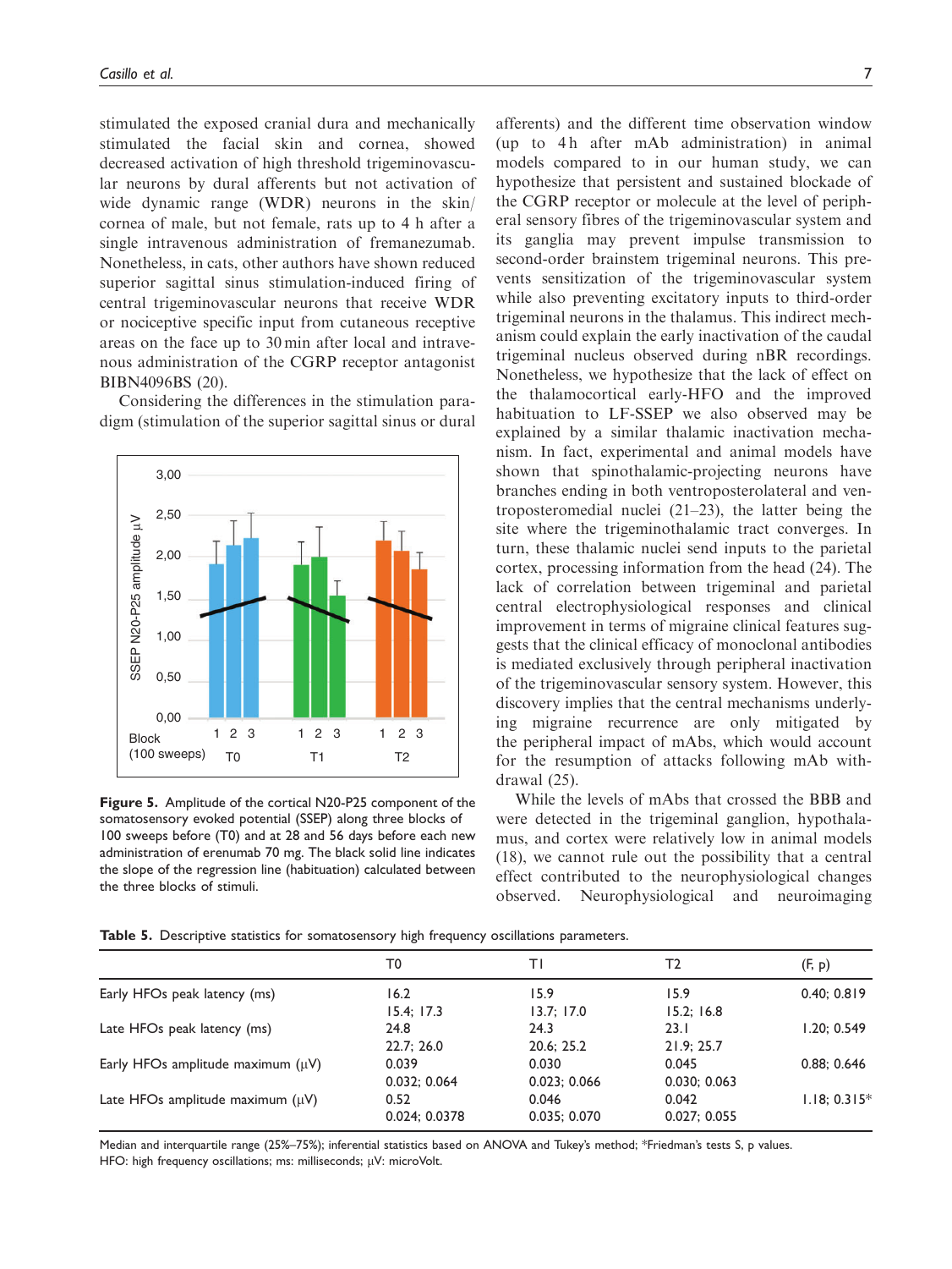stimulated the exposed cranial dura and mechanically stimulated the facial skin and cornea, showed decreased activation of high threshold trigeminovascular neurons by dural afferents but not activation of wide dynamic range (WDR) neurons in the skin/cornea of male, but not female, rats up to 4 h after a single intravenous administration of fremanezumab. Nonetheless, in cats, other authors have shown reduced superior sagittal sinus stimulation-induced firing of central trigeminovascular neurons that receive WDR or nociceptive specific input from cutaneous receptive areas on the face up to 30 min after local and intravenous administration of the CGRP receptor antagonist BIBN4096BS (20).

Considering the differences in the stimulation paradigm (stimulation of the superior sagittal sinus or dural afferents) and the different time observation window (up to 4 h after mAb administration) in animal models compared to in our human study, we can hypothesize that persistent and sustained blockade of the CGRP receptor or molecule at the level of peripheral sensory fibres of the trigeminovascular system and its ganglia may prevent impulse transmission to second-order brainstem trigeminal neurons. This prevents sensitization of the trigeminovascular system while also preventing excitatory inputs to third-order trigeminal neurons in the thalamus. This indirect mechanism could explain the early inactivation of the caudal trigeminal nucleus observed during nBR recordings. Nonetheless, we hypothesize that the lack of effect on the thalamocortical early-HFO and the improved habituation to LF-SSEP we also observed may be explained by a similar thalamic inactivation mechanism. In fact, experimental and animal models have shown that spinothalamic-projecting neurons have branches ending in both ventroposterolateral and ventroposteromedial nuclei (21–23), the latter being the site where the trigeminothalamic tract converges. In turn, these thalamic nuclei send inputs to the parietal cortex, processing information from the head (24). The lack of correlation between trigeminal and parietal central electrophysiological responses and clinical improvement in terms of migraine clinical features suggests that the clinical efficacy of monoclonal antibodies is mediated exclusively through peripheral inactivation of the trigeminovascular sensory system. However, this discovery implies that the central mechanisms underlying migraine recurrence are only mitigated by the peripheral impact of mAbs, which would account for the resumption of attacks following mAb withdrawal (25).

While the levels of mAbs that crossed the BBB and were detected in the trigeminal ganglion, hypothalamus, and cortex were relatively low in animal models (18), we cannot rule out the possibility that a central effect contributed to the neurophysiological changes observed. Neurophysiological and neuroimaging

**Figure 5.** Amplitude of the cortical N20-P25 component of the somatosensory evoked potential (SSEP) along three blocks of 100 sweeps before (T0) and at 28 and 56 days before each new administration of erenumab 70 mg. The black solid line indicates the slope of the regression line (habituation) calculated between the three blocks of stimuli.

**Table 5.** Descriptive statistics for somatosensory high frequency oscillations parameters.

| | T0 | T1 | T2 | (F, p) |
|---|---|---|---|---|
| Early HFOs peak latency (ms) | 16.2<br>15.4; 17.3 | 15.9<br>13.7; 17.0 | 15.9<br>15.2; 16.8 | 0.40; 0.819 |
| Late HFOs peak latency (ms) | 24.8<br>22.7; 26.0 | 24.3<br>20.6; 25.2 | 23.1<br>21.9; 25.7 | 1.20; 0.549 |
| Early HFOs amplitude maximum (μV) | 0.039<br>0.032; 0.064 | 0.030<br>0.023; 0.066 | 0.045<br>0.030; 0.063 | 0.88; 0.646 |
| Late HFOs amplitude maximum (μV) | 0.52<br>0.024; 0.0378 | 0.046<br>0.035; 0.070 | 0.042<br>0.027; 0.055 | 1.18; 0.315* |

Median and interquartile range (25%–75%); inferential statistics based on ANOVA and Tukey's method; *Friedman's tests S, p values.
HFO: high frequency oscillations; ms: milliseconds; μV: microVolt.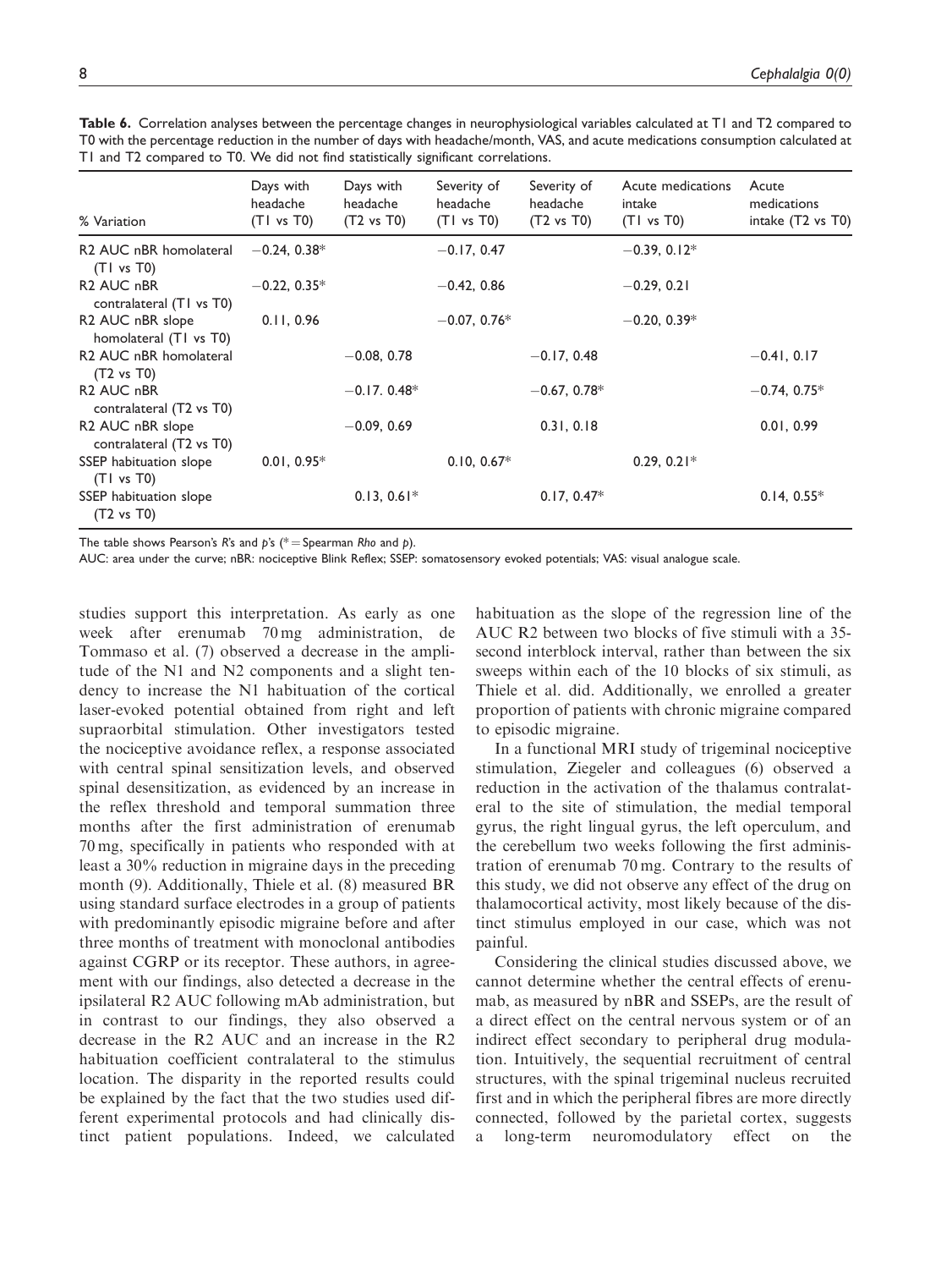**Table 6.** Correlation analyses between the percentage changes in neurophysiological variables calculated at T1 and T2 compared to T0 with the percentage reduction in the number of days with headache/month, VAS, and acute medications consumption calculated at T1 and T2 compared to T0. We did not find statistically significant correlations.

| % Variation | Days with headache (T1 vs T0) | Days with headache (T2 vs T0) | Severity of headache (T1 vs T0) | Severity of headache (T2 vs T0) | Acute medications intake (T1 vs T0) | Acute medications intake (T2 vs T0) |
|---|---|---|---|---|---|---|
| R2 AUC nBR homolateral (T1 vs T0) | −0.24, 0.38* | | −0.17, 0.47 | | −0.39, 0.12* | |
| R2 AUC nBR contralateral (T1 vs T0) | −0.22, 0.35* | | −0.42, 0.86 | | −0.29, 0.21 | |
| R2 AUC nBR slope homolateral (T1 vs T0) | 0.11, 0.96 | | −0.07, 0.76* | | −0.20, 0.39* | |
| R2 AUC nBR homolateral (T2 vs T0) | | −0.08, 0.78 | | −0.17, 0.48 | | −0.41, 0.17 |
| R2 AUC nBR contralateral (T2 vs T0) | | −0.17. 0.48* | | −0.67, 0.78* | | −0.74, 0.75* |
| R2 AUC nBR slope contralateral (T2 vs T0) | | −0.09, 0.69 | | 0.31, 0.18 | | 0.01, 0.99 |
| SSEP habituation slope (T1 vs T0) | 0.01, 0.95* | | 0.10, 0.67* | | 0.29, 0.21* | |
| SSEP habituation slope (T2 vs T0) | | 0.13, 0.61* | | 0.17, 0.47* | | 0.14, 0.55* |

The table shows Pearson's *R*'s and *p*'s (* = Spearman *Rho* and *p*).

AUC: area under the curve; nBR: nociceptive Blink Reflex; SSEP: somatosensory evoked potentials; VAS: visual analogue scale.

studies support this interpretation. As early as one week after erenumab 70 mg administration, de Tommaso et al. (7) observed a decrease in the amplitude of the N1 and N2 components and a slight tendency to increase the N1 habituation of the cortical laser-evoked potential obtained from right and left supraorbital stimulation. Other investigators tested the nociceptive avoidance reflex, a response associated with central spinal sensitization levels, and observed spinal desensitization, as evidenced by an increase in the reflex threshold and temporal summation three months after the first administration of erenumab 70 mg, specifically in patients who responded with at least a 30% reduction in migraine days in the preceding month (9). Additionally, Thiele et al. (8) measured BR using standard surface electrodes in a group of patients with predominantly episodic migraine before and after three months of treatment with monoclonal antibodies against CGRP or its receptor. These authors, in agreement with our findings, also detected a decrease in the ipsilateral R2 AUC following mAb administration, but in contrast to our findings, they also observed a decrease in the R2 AUC and an increase in the R2 habituation coefficient contralateral to the stimulus location. The disparity in the reported results could be explained by the fact that the two studies used different experimental protocols and had clinically distinct patient populations. Indeed, we calculated habituation as the slope of the regression line of the AUC R2 between two blocks of five stimuli with a 35-second interblock interval, rather than between the six sweeps within each of the 10 blocks of six stimuli, as Thiele et al. did. Additionally, we enrolled a greater proportion of patients with chronic migraine compared to episodic migraine.

In a functional MRI study of trigeminal nociceptive stimulation, Ziegeler and colleagues (6) observed a reduction in the activation of the thalamus contralateral to the site of stimulation, the medial temporal gyrus, the right lingual gyrus, the left operculum, and the cerebellum two weeks following the first administration of erenumab 70 mg. Contrary to the results of this study, we did not observe any effect of the drug on thalamocortical activity, most likely because of the distinct stimulus employed in our case, which was not painful.

Considering the clinical studies discussed above, we cannot determine whether the central effects of erenumab, as measured by nBR and SSEPs, are the result of a direct effect on the central nervous system or of an indirect effect secondary to peripheral drug modulation. Intuitively, the sequential recruitment of central structures, with the spinal trigeminal nucleus recruited first and in which the peripheral fibres are more directly connected, followed by the parietal cortex, suggests a long-term neuromodulatory effect on the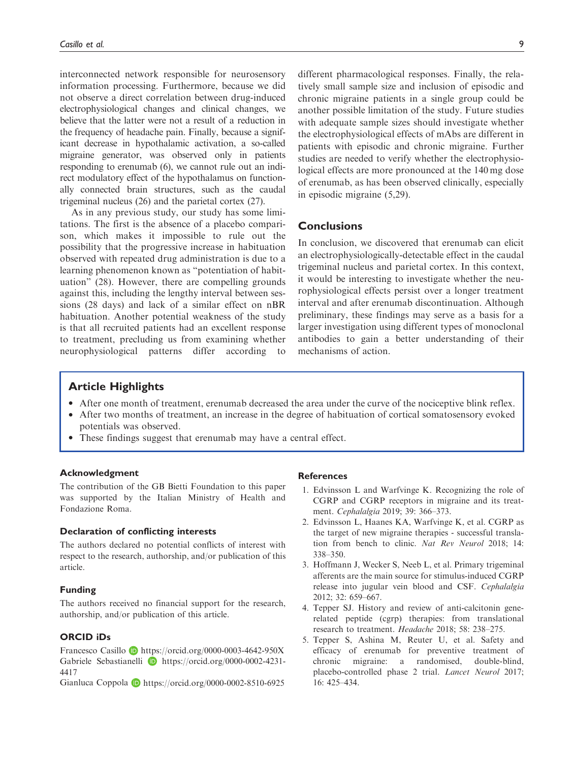interconnected network responsible for neurosensory information processing. Furthermore, because we did not observe a direct correlation between drug-induced electrophysiological changes and clinical changes, we believe that the latter were not a result of a reduction in the frequency of headache pain. Finally, because a significant decrease in hypothalamic activation, a so-called migraine generator, was observed only in patients responding to erenumab (6), we cannot rule out an indirect modulatory effect of the hypothalamus on functionally connected brain structures, such as the caudal trigeminal nucleus (26) and the parietal cortex (27).

As in any previous study, our study has some limitations. The first is the absence of a placebo comparison, which makes it impossible to rule out the possibility that the progressive increase in habituation observed with repeated drug administration is due to a learning phenomenon known as "potentiation of habituation" (28). However, there are compelling grounds against this, including the lengthy interval between sessions (28 days) and lack of a similar effect on nBR habituation. Another potential weakness of the study is that all recruited patients had an excellent response to treatment, precluding us from examining whether neurophysiological patterns differ according to different pharmacological responses. Finally, the relatively small sample size and inclusion of episodic and chronic migraine patients in a single group could be another possible limitation of the study. Future studies with adequate sample sizes should investigate whether the electrophysiological effects of mAbs are different in patients with episodic and chronic migraine. Further studies are needed to verify whether the electrophysiological effects are more pronounced at the 140 mg dose of erenumab, as has been observed clinically, especially in episodic migraine (5,29).

## Conclusions

In conclusion, we discovered that erenumab can elicit an electrophysiologically-detectable effect in the caudal trigeminal nucleus and parietal cortex. In this context, it would be interesting to investigate whether the neurophysiological effects persist over a longer treatment interval and after erenumab discontinuation. Although preliminary, these findings may serve as a basis for a larger investigation using different types of monoclonal antibodies to gain a better understanding of their mechanisms of action.

## Article Highlights

- After one month of treatment, erenumab decreased the area under the curve of the nociceptive blink reflex.
- After two months of treatment, an increase in the degree of habituation of cortical somatosensory evoked potentials was observed.
- These findings suggest that erenumab may have a central effect.

### Acknowledgment

The contribution of the GB Bietti Foundation to this paper was supported by the Italian Ministry of Health and Fondazione Roma.

### Declaration of conflicting interests

The authors declared no potential conflicts of interest with respect to the research, authorship, and/or publication of this article.

### Funding

The authors received no financial support for the research, authorship, and/or publication of this article.

### ORCID iDs

Francesco Casillo https://orcid.org/0000-0003-4642-950X
Gabriele Sebastianelli https://orcid.org/0000-0002-4231-4417
Gianluca Coppola https://orcid.org/0000-0002-8510-6925

### References

1. Edvinsson L and Warfvinge K. Recognizing the role of CGRP and CGRP receptors in migraine and its treatment. *Cephalalgia* 2019; 39: 366–373.
2. Edvinsson L, Haanes KA, Warfvinge K, et al. CGRP as the target of new migraine therapies - successful translation from bench to clinic. *Nat Rev Neurol* 2018; 14: 338–350.
3. Hoffmann J, Wecker S, Neeb L, et al. Primary trigeminal afferents are the main source for stimulus-induced CGRP release into jugular vein blood and CSF. *Cephalalgia* 2012; 32: 659–667.
4. Tepper SJ. History and review of anti-calcitonin gene-related peptide (cgrp) therapies: from translational research to treatment. *Headache* 2018; 58: 238–275.
5. Tepper S, Ashina M, Reuter U, et al. Safety and efficacy of erenumab for preventive treatment of chronic migraine: a randomised, double-blind, placebo-controlled phase 2 trial. *Lancet Neurol* 2017; 16: 425–434.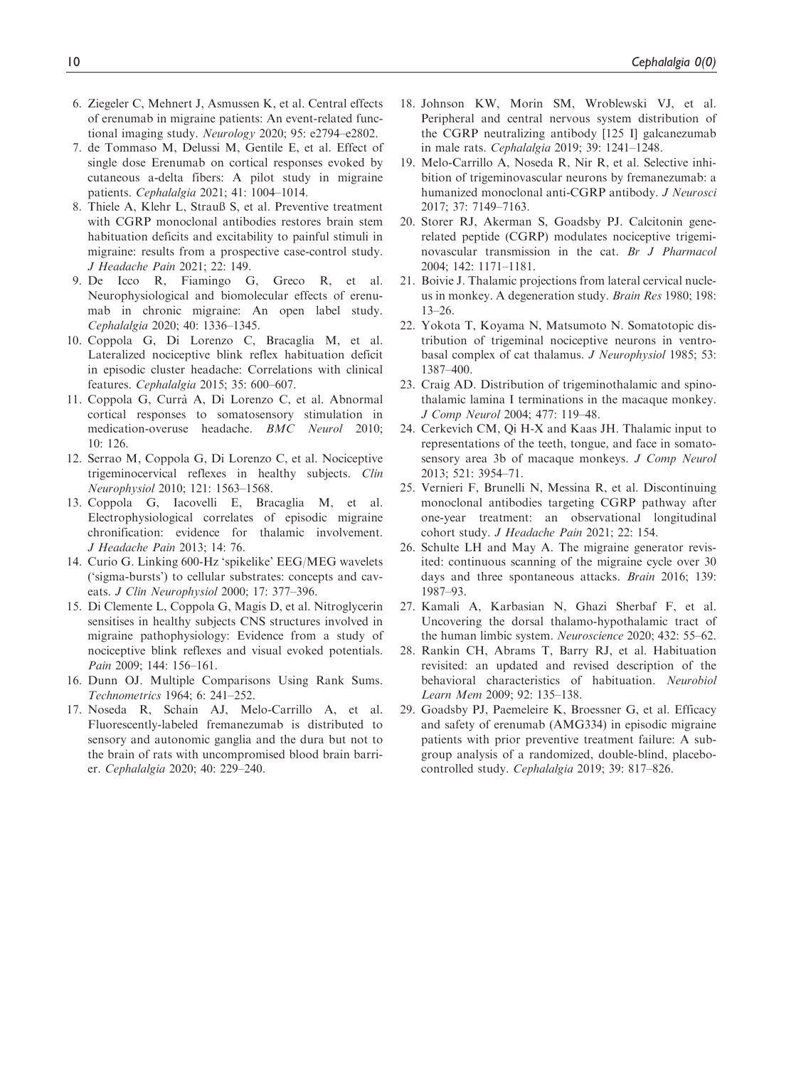6. Ziegeler C, Mehnert J, Asmussen K, et al. Central effects of erenumab in migraine patients: An event-related functional imaging study. *Neurology* 2020; 95: e2794–e2802.
7. de Tommaso M, Delussi M, Gentile E, et al. Effect of single dose Erenumab on cortical responses evoked by cutaneous a-delta fibers: A pilot study in migraine patients. *Cephalalgia* 2021; 41: 1004–1014.
8. Thiele A, Klehr L, Strauß S, et al. Preventive treatment with CGRP monoclonal antibodies restores brain stem habituation deficits and excitability to painful stimuli in migraine: results from a prospective case-control study. *J Headache Pain* 2021; 22: 149.
9. De Icco R, Fiamingo G, Greco R, et al. Neurophysiological and biomolecular effects of erenumab in chronic migraine: An open label study. *Cephalalgia* 2020; 40: 1336–1345.
10. Coppola G, Di Lorenzo C, Bracaglia M, et al. Lateralized nociceptive blink reflex habituation deficit in episodic cluster headache: Correlations with clinical features. *Cephalalgia* 2015; 35: 600–607.
11. Coppola G, Currà A, Di Lorenzo C, et al. Abnormal cortical responses to somatosensory stimulation in medication-overuse headache. *BMC Neurol* 2010; 10: 126.
12. Serrao M, Coppola G, Di Lorenzo C, et al. Nociceptive trigeminocervical reflexes in healthy subjects. *Clin Neurophysiol* 2010; 121: 1563–1568.
13. Coppola G, Iacovelli E, Bracaglia M, et al. Electrophysiological correlates of episodic migraine chronification: evidence for thalamic involvement. *J Headache Pain* 2013; 14: 76.
14. Curio G. Linking 600-Hz 'spikelike' EEG/MEG wavelets ('sigma-bursts') to cellular substrates: concepts and caveats. *J Clin Neurophysiol* 2000; 17: 377–396.
15. Di Clemente L, Coppola G, Magis D, et al. Nitroglycerin sensitises in healthy subjects CNS structures involved in migraine pathophysiology: Evidence from a study of nociceptive blink reflexes and visual evoked potentials. *Pain* 2009; 144: 156–161.
16. Dunn OJ. Multiple Comparisons Using Rank Sums. *Technometrics* 1964; 6: 241–252.
17. Noseda R, Schain AJ, Melo-Carrillo A, et al. Fluorescently-labeled fremanezumab is distributed to sensory and autonomic ganglia and the dura but not to the brain of rats with uncompromised blood brain barrier. *Cephalalgia* 2020; 40: 229–240.
18. Johnson KW, Morin SM, Wroblewski VJ, et al. Peripheral and central nervous system distribution of the CGRP neutralizing antibody [125 I] galcanezumab in male rats. *Cephalalgia* 2019; 39: 1241–1248.
19. Melo-Carrillo A, Noseda R, Nir R, et al. Selective inhibition of trigeminovascular neurons by fremanezumab: a humanized monoclonal anti-CGRP antibody. *J Neurosci* 2017; 37: 7149–7163.
20. Storer RJ, Akerman S, Goadsby PJ. Calcitonin gene-related peptide (CGRP) modulates nociceptive trigeminovascular transmission in the cat. *Br J Pharmacol* 2004; 142: 1171–1181.
21. Boivie J. Thalamic projections from lateral cervical nucleus in monkey. A degeneration study. *Brain Res* 1980; 198: 13–26.
22. Yokota T, Koyama N, Matsumoto N. Somatotopic distribution of trigeminal nociceptive neurons in ventrobasal complex of cat thalamus. *J Neurophysiol* 1985; 53: 1387–400.
23. Craig AD. Distribution of trigeminothalamic and spinothalamic lamina I terminations in the macaque monkey. *J Comp Neurol* 2004; 477: 119–48.
24. Cerkevich CM, Qi H-X and Kaas JH. Thalamic input to representations of the teeth, tongue, and face in somatosensory area 3b of macaque monkeys. *J Comp Neurol* 2013; 521: 3954–71.
25. Vernieri F, Brunelli N, Messina R, et al. Discontinuing monoclonal antibodies targeting CGRP pathway after one-year treatment: an observational longitudinal cohort study. *J Headache Pain* 2021; 22: 154.
26. Schulte LH and May A. The migraine generator revisited: continuous scanning of the migraine cycle over 30 days and three spontaneous attacks. *Brain* 2016; 139: 1987–93.
27. Kamali A, Karbasian N, Ghazi Sherbaf F, et al. Uncovering the dorsal thalamo-hypothalamic tract of the human limbic system. *Neuroscience* 2020; 432: 55–62.
28. Rankin CH, Abrams T, Barry RJ, et al. Habituation revisited: an updated and revised description of the behavioral characteristics of habituation. *Neurobiol Learn Mem* 2009; 92: 135–138.
29. Goadsby PJ, Paemeleire K, Broessner G, et al. Efficacy and safety of erenumab (AMG334) in episodic migraine patients with prior preventive treatment failure: A subgroup analysis of a randomized, double-blind, placebo-controlled study. *Cephalalgia* 2019; 39: 817–826.